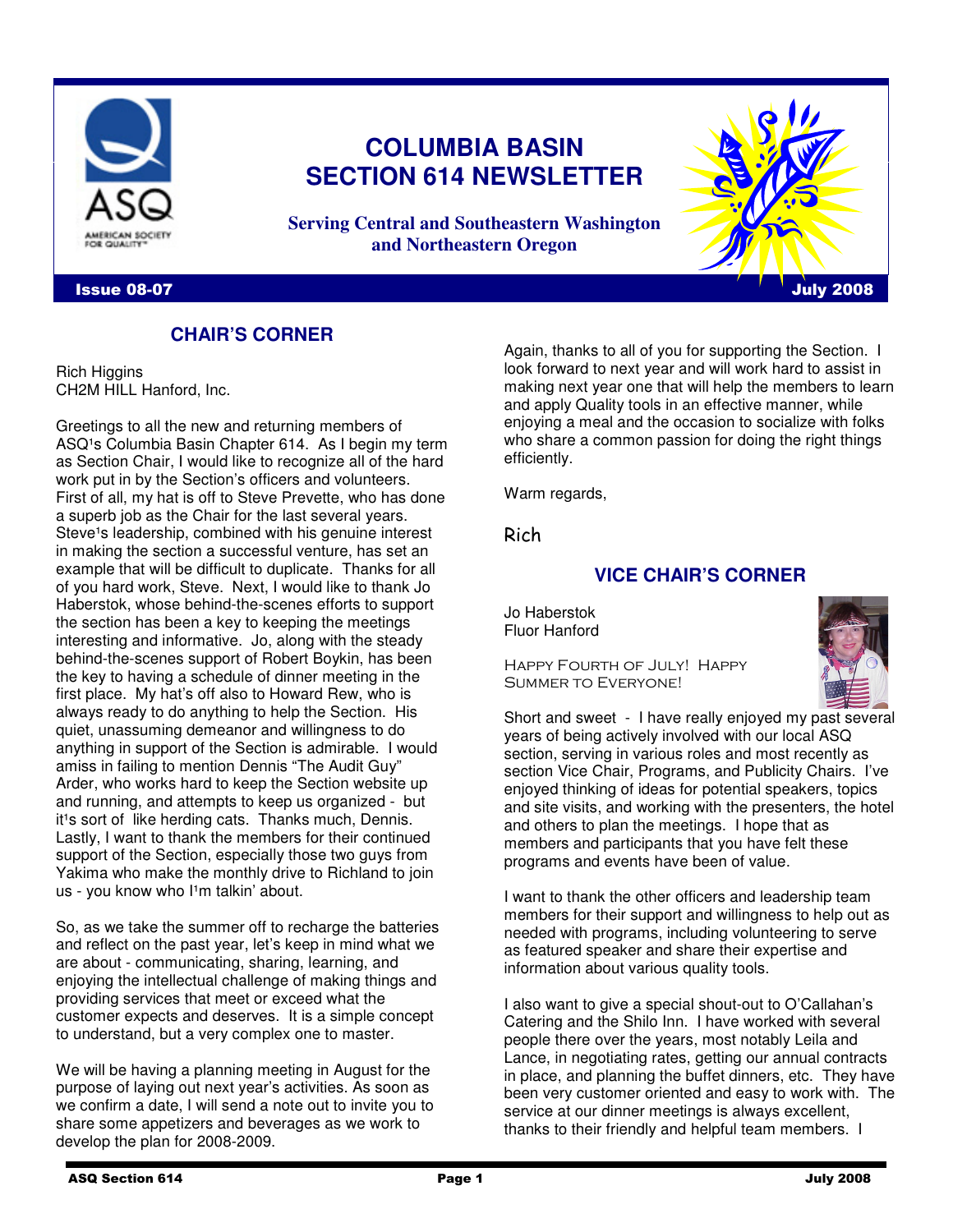# COLUMBIA BASIN SECTION 614 NEWSLETTER

**Serving Central and Southeastern Washington and Northeastern Oregon**

**Issue 08-07** **July 2008**

## CHAIR'S CORNER

Rich Higgins
CH2M HILL Hanford, Inc.

Greetings to all the new and returning members of ASQ¹s Columbia Basin Chapter 614. As I begin my term as Section Chair, I would like to recognize all of the hard work put in by the Section's officers and volunteers. First of all, my hat is off to Steve Prevette, who has done a superb job as the Chair for the last several years. Steve¹s leadership, combined with his genuine interest in making the section a successful venture, has set an example that will be difficult to duplicate. Thanks for all of you hard work, Steve. Next, I would like to thank Jo Haberstok, whose behind-the-scenes efforts to support the section has been a key to keeping the meetings interesting and informative. Jo, along with the steady behind-the-scenes support of Robert Boykin, has been the key to having a schedule of dinner meeting in the first place. My hat's off also to Howard Rew, who is always ready to do anything to help the Section. His quiet, unassuming demeanor and willingness to do anything in support of the Section is admirable. I would amiss in failing to mention Dennis "The Audit Guy" Arder, who works hard to keep the Section website up and running, and attempts to keep us organized - but it¹s sort of like herding cats. Thanks much, Dennis. Lastly, I want to thank the members for their continued support of the Section, especially those two guys from Yakima who make the monthly drive to Richland to join us - you know who I¹m talkin' about.

So, as we take the summer off to recharge the batteries and reflect on the past year, let's keep in mind what we are about - communicating, sharing, learning, and enjoying the intellectual challenge of making things and providing services that meet or exceed what the customer expects and deserves. It is a simple concept to understand, but a very complex one to master.

We will be having a planning meeting in August for the purpose of laying out next year's activities. As soon as we confirm a date, I will send a note out to invite you to share some appetizers and beverages as we work to develop the plan for 2008-2009.

Again, thanks to all of you for supporting the Section. I look forward to next year and will work hard to assist in making next year one that will help the members to learn and apply Quality tools in an effective manner, while enjoying a meal and the occasion to socialize with folks who share a common passion for doing the right things efficiently.

Warm regards,

Rich

## VICE CHAIR'S CORNER

Jo Haberstok
Fluor Hanford

HAPPY FOURTH OF JULY! HAPPY SUMMER TO EVERYONE!

Short and sweet - I have really enjoyed my past several years of being actively involved with our local ASQ section, serving in various roles and most recently as section Vice Chair, Programs, and Publicity Chairs. I've enjoyed thinking of ideas for potential speakers, topics and site visits, and working with the presenters, the hotel and others to plan the meetings. I hope that as members and participants that you have felt these programs and events have been of value.

I want to thank the other officers and leadership team members for their support and willingness to help out as needed with programs, including volunteering to serve as featured speaker and share their expertise and information about various quality tools.

I also want to give a special shout-out to O'Callahan's Catering and the Shilo Inn. I have worked with several people there over the years, most notably Leila and Lance, in negotiating rates, getting our annual contracts in place, and planning the buffet dinners, etc. They have been very customer oriented and easy to work with. The service at our dinner meetings is always excellent, thanks to their friendly and helpful team members. I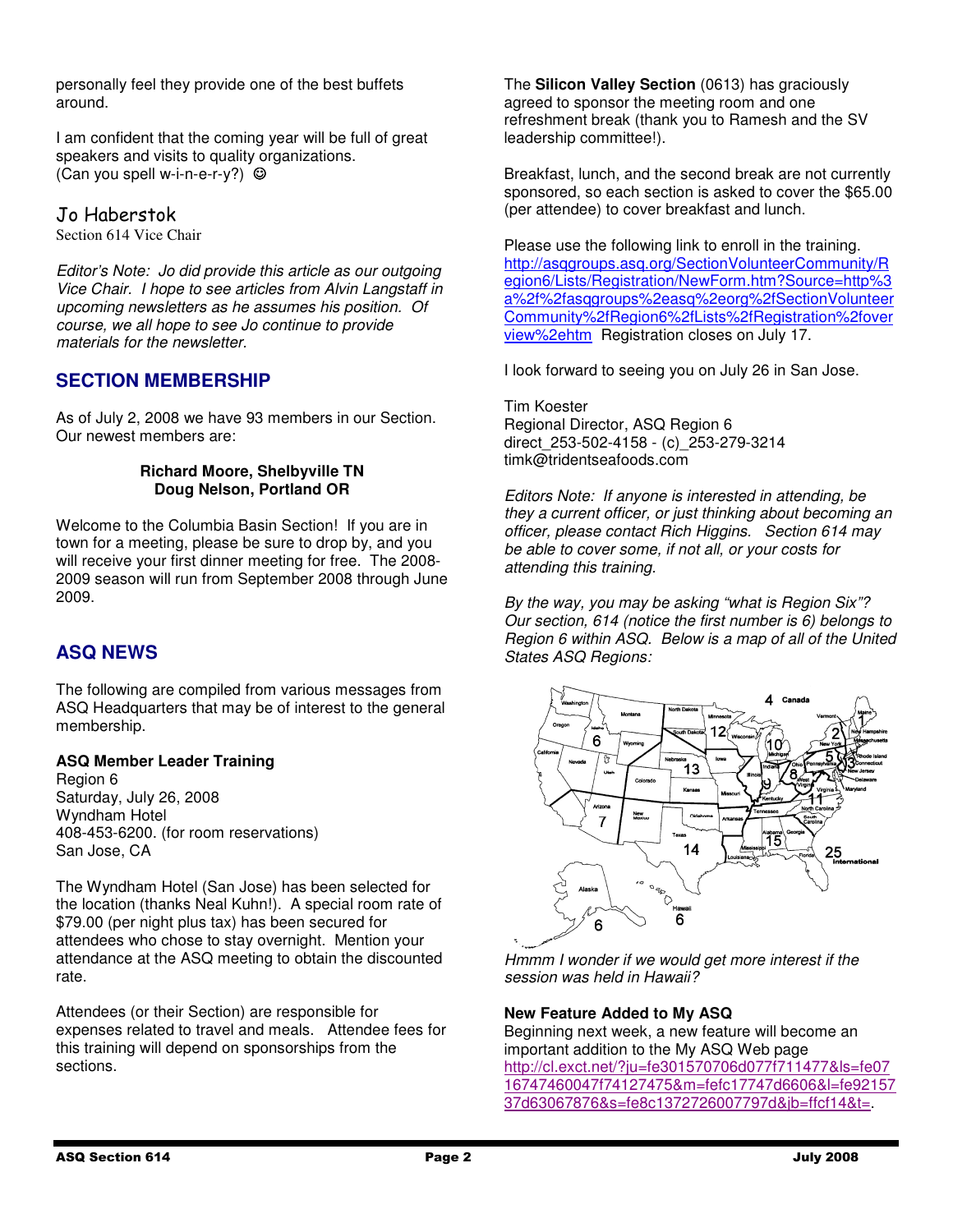personally feel they provide one of the best buffets around.

I am confident that the coming year will be full of great speakers and visits to quality organizations. (Can you spell w-i-n-e-r-y?) ☺

Jo Haberstok
Section 614 Vice Chair

*Editor's Note: Jo did provide this article as our outgoing Vice Chair. I hope to see articles from Alvin Langstaff in upcoming newsletters as he assumes his position. Of course, we all hope to see Jo continue to provide materials for the newsletter.*

## SECTION MEMBERSHIP

As of July 2, 2008 we have 93 members in our Section. Our newest members are:

**Richard Moore, Shelbyville TN**
**Doug Nelson, Portland OR**

Welcome to the Columbia Basin Section! If you are in town for a meeting, please be sure to drop by, and you will receive your first dinner meeting for free. The 2008-2009 season will run from September 2008 through June 2009.

## ASQ NEWS

The following are compiled from various messages from ASQ Headquarters that may be of interest to the general membership.

**ASQ Member Leader Training**
Region 6
Saturday, July 26, 2008
Wyndham Hotel
408-453-6200. (for room reservations)
San Jose, CA

The Wyndham Hotel (San Jose) has been selected for the location (thanks Neal Kuhn!). A special room rate of $79.00 (per night plus tax) has been secured for attendees who chose to stay overnight. Mention your attendance at the ASQ meeting to obtain the discounted rate.

Attendees (or their Section) are responsible for expenses related to travel and meals. Attendee fees for this training will depend on sponsorships from the sections.

The **Silicon Valley Section** (0613) has graciously agreed to sponsor the meeting room and one refreshment break (thank you to Ramesh and the SV leadership committee!).

Breakfast, lunch, and the second break are not currently sponsored, so each section is asked to cover the $65.00 (per attendee) to cover breakfast and lunch.

Please use the following link to enroll in the training. http://asqgroups.asq.org/SectionVolunteerCommunity/Region6/Lists/Registration/NewForm.htm?Source=http%3a%2f%2fasqgroups%2easq%2eorg%2fSectionVolunteerCommunity%2fRegion6%2fLists%2fRegistration%2foverview%2ehtm Registration closes on July 17.

I look forward to seeing you on July 26 in San Jose.

Tim Koester
Regional Director, ASQ Region 6
direct_253-502-4158 - (c)_253-279-3214
timk@tridentseafoods.com

*Editors Note: If anyone is interested in attending, be they a current officer, or just thinking about becoming an officer, please contact Rich Higgins. Section 614 may be able to cover some, if not all, or your costs for attending this training.*

*By the way, you may be asking "what is Region Six"? Our section, 614 (notice the first number is 6) belongs to Region 6 within ASQ. Below is a map of all of the United States ASQ Regions:*

*Hmmm I wonder if we would get more interest if the session was held in Hawaii?*

**New Feature Added to My ASQ**
Beginning next week, a new feature will become an important addition to the My ASQ Web page http://cl.exct.net/?ju=fe301570706d077f711477&ls=fe0716747460047f74127475&m=fefc17747d6606&l=fe9215737d63067876&s=fe8c1372726007797d&jb=ffcf14&t=.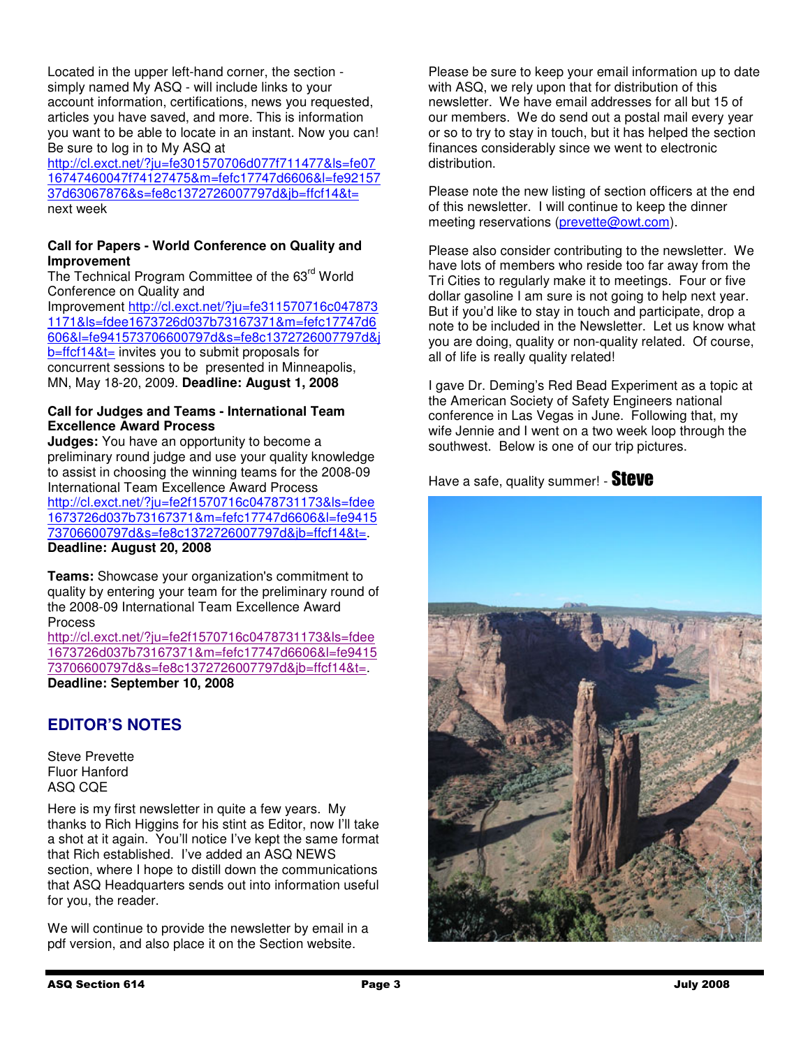Located in the upper left-hand corner, the section - simply named My ASQ - will include links to your account information, certifications, news you requested, articles you have saved, and more. This is information you want to be able to locate in an instant. Now you can! Be sure to log in to My ASQ at http://cl.exct.net/?ju=fe301570706d077f711477&ls=fe0716747460047f74127475&m=fefc17747d6606&l=fe9215737d63067876&s=fe8c1372726007797d&jb=ffcf14&t= next week

**Call for Papers - World Conference on Quality and Improvement**
The Technical Program Committee of the 63rd World Conference on Quality and Improvement http://cl.exct.net/?ju=fe311570716c0478731171&ls=fdee1673726d037b73167371&m=fefc17747d6606&l=fe941573706600797d&s=fe8c1372726007797d&jb=ffcf14&t= invites you to submit proposals for concurrent sessions to be presented in Minneapolis, MN, May 18-20, 2009. **Deadline: August 1, 2008**

**Call for Judges and Teams - International Team Excellence Award Process**
**Judges:** You have an opportunity to become a preliminary round judge and use your quality knowledge to assist in choosing the winning teams for the 2008-09 International Team Excellence Award Process http://cl.exct.net/?ju=fe2f1570716c0478731173&ls=fdee1673726d037b73167371&m=fefc17747d6606&l=fe941573706600797d&s=fe8c1372726007797d&jb=ffcf14&t=.
**Deadline: August 20, 2008**

**Teams:** Showcase your organization's commitment to quality by entering your team for the preliminary round of the 2008-09 International Team Excellence Award Process http://cl.exct.net/?ju=fe2f1570716c0478731173&ls=fdee1673726d037b73167371&m=fefc17747d6606&l=fe941573706600797d&s=fe8c1372726007797d&jb=ffcf14&t=.
**Deadline: September 10, 2008**

## EDITOR'S NOTES

Steve Prevette
Fluor Hanford
ASQ CQE

Here is my first newsletter in quite a few years. My thanks to Rich Higgins for his stint as Editor, now I'll take a shot at it again. You'll notice I've kept the same format that Rich established. I've added an ASQ NEWS section, where I hope to distill down the communications that ASQ Headquarters sends out into information useful for you, the reader.

We will continue to provide the newsletter by email in a pdf version, and also place it on the Section website.

Please be sure to keep your email information up to date with ASQ, we rely upon that for distribution of this newsletter. We have email addresses for all but 15 of our members. We do send out a postal mail every year or so to try to stay in touch, but it has helped the section finances considerably since we went to electronic distribution.

Please note the new listing of section officers at the end of this newsletter. I will continue to keep the dinner meeting reservations (prevette@owt.com).

Please also consider contributing to the newsletter. We have lots of members who reside too far away from the Tri Cities to regularly make it to meetings. Four or five dollar gasoline I am sure is not going to help next year. But if you'd like to stay in touch and participate, drop a note to be included in the Newsletter. Let us know what you are doing, quality or non-quality related. Of course, all of life is really quality related!

I gave Dr. Deming's Red Bead Experiment as a topic at the American Society of Safety Engineers national conference in Las Vegas in June. Following that, my wife Jennie and I went on a two week loop through the southwest. Below is one of our trip pictures.

Have a safe, quality summer! - **Steve**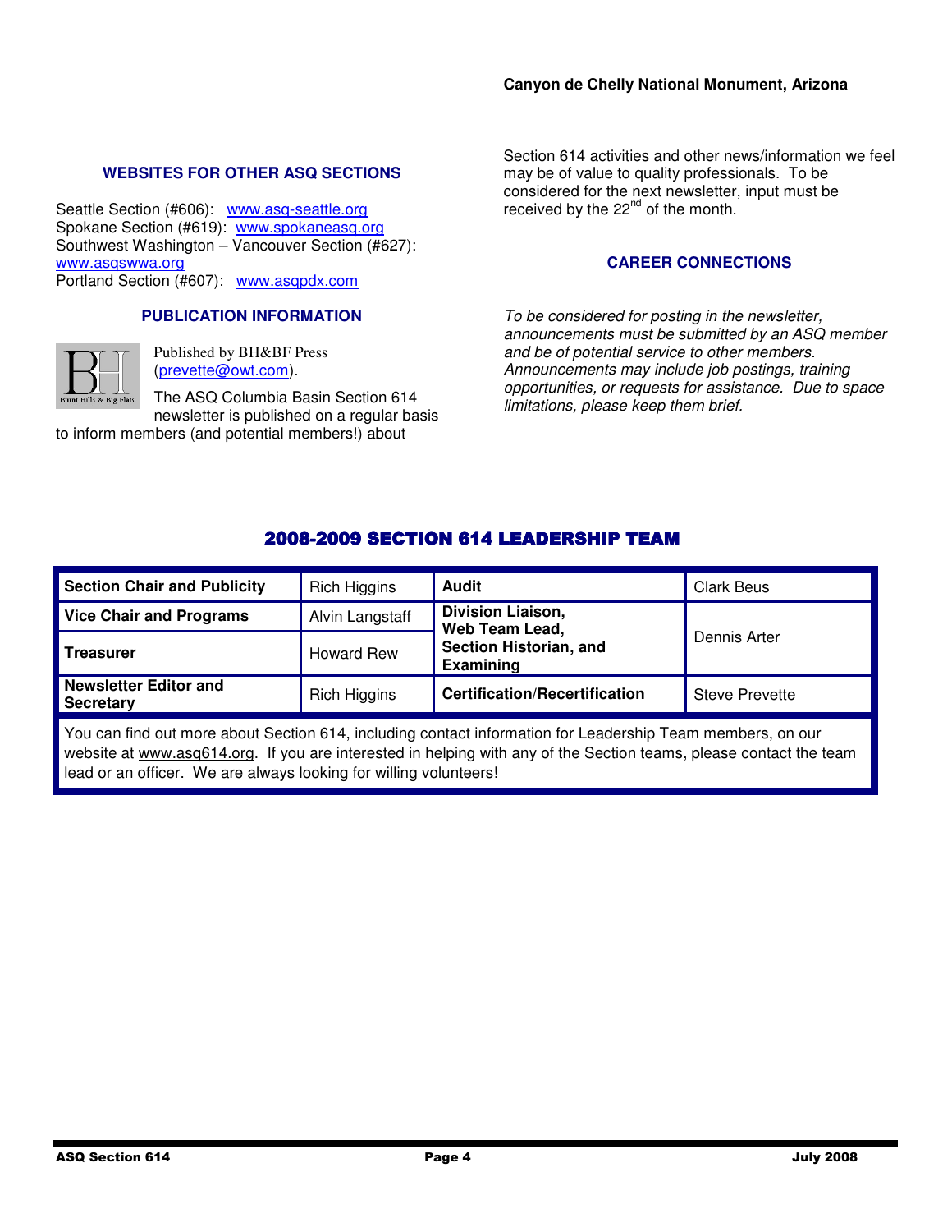**Canyon de Chelly National Monument, Arizona**

### WEBSITES FOR OTHER ASQ SECTIONS

Seattle Section (#606): www.asq-seattle.org
Spokane Section (#619): www.spokaneasq.org
Southwest Washington – Vancouver Section (#627): www.asqswwa.org
Portland Section (#607): www.asqpdx.com

### PUBLICATION INFORMATION

Published by BH&BF Press (prevette@owt.com).

The ASQ Columbia Basin Section 614 newsletter is published on a regular basis to inform members (and potential members!) about Section 614 activities and other news/information we feel may be of value to quality professionals. To be considered for the next newsletter, input must be received by the 22nd of the month.

### CAREER CONNECTIONS

*To be considered for posting in the newsletter, announcements must be submitted by an ASQ member and be of potential service to other members. Announcements may include job postings, training opportunities, or requests for assistance. Due to space limitations, please keep them brief.*

## 2008-2009 SECTION 614 LEADERSHIP TEAM

| | | | |
|---|---|---|---|
| **Section Chair and Publicity** | Rich Higgins | **Audit** | Clark Beus |
| **Vice Chair and Programs** | Alvin Langstaff | **Division Liaison, Web Team Lead, Section Historian, and Examining** | Dennis Arter |
| **Treasurer** | Howard Rew | | |
| **Newsletter Editor and Secretary** | Rich Higgins | **Certification/Recertification** | Steve Prevette |

You can find out more about Section 614, including contact information for Leadership Team members, on our website at www.asq614.org. If you are interested in helping with any of the Section teams, please contact the team lead or an officer. We are always looking for willing volunteers!